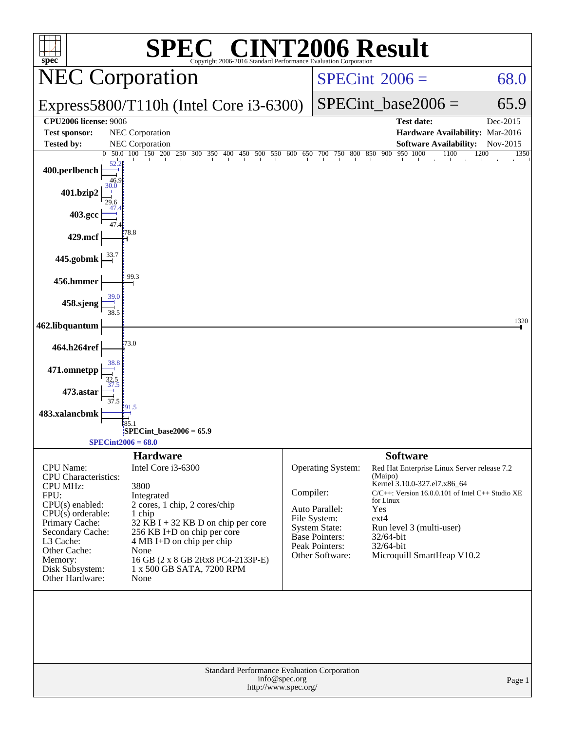# SPEC CINT2006 Result

Copyright 2006-2016 Standard Performance Evaluation Corporation

## NEC Corporation

## Express5800/T110h (Intel Core i3-6300)

SPECint 2006 = 68.0

SPECint_base2006 = 65.9

| | | | |
|---|---|---|---|
| **CPU2006 license:** 9006 | | **Test date:** | Dec-2015 |
| **Test sponsor:** | NEC Corporation | **Hardware Availability:** | Mar-2016 |
| **Tested by:** | NEC Corporation | **Software Availability:** | Nov-2015 |

| Benchmark | Peak | Base |
|---|---|---|
| 400.perlbench | 52.2 | 46.9 |
| 401.bzip2 | 30.0 | 29.6 |
| 403.gcc | 47.4 | 47.4 |
| 429.mcf | | 78.8 |
| 445.gobmk | | 33.7 |
| 456.hmmer | | 99.3 |
| 458.sjeng | 39.0 | 38.5 |
| 462.libquantum | | 1320 |
| 464.h264ref | | 73.0 |
| 471.omnetpp | 38.8 | 32.5 |
| 473.astar | 37.5 | 37.5 |
| 483.xalancbmk | 91.5 | 85.1 |

SPECint_base2006 = 65.9

SPECint2006 = 68.0

### Hardware

| | |
|---|---|
| CPU Name: | Intel Core i3-6300 |
| CPU Characteristics: | |
| CPU MHz: | 3800 |
| FPU: | Integrated |
| CPU(s) enabled: | 2 cores, 1 chip, 2 cores/chip |
| CPU(s) orderable: | 1 chip |
| Primary Cache: | 32 KB I + 32 KB D on chip per core |
| Secondary Cache: | 256 KB I+D on chip per core |
| L3 Cache: | 4 MB I+D on chip per chip |
| Other Cache: | None |
| Memory: | 16 GB (2 x 8 GB 2Rx8 PC4-2133P-E) |
| Disk Subsystem: | 1 x 500 GB SATA, 7200 RPM |
| Other Hardware: | None |

### Software

| | |
|---|---|
| Operating System: | Red Hat Enterprise Linux Server release 7.2 (Maipo) Kernel 3.10.0-327.el7.x86_64 |
| Compiler: | C/C++: Version 16.0.0.101 of Intel C++ Studio XE for Linux |
| Auto Parallel: | Yes |
| File System: | ext4 |
| System State: | Run level 3 (multi-user) |
| Base Pointers: | 32/64-bit |
| Peak Pointers: | 32/64-bit |
| Other Software: | Microquill SmartHeap V10.2 |

Standard Performance Evaluation Corporation
info@spec.org
http://www.spec.org/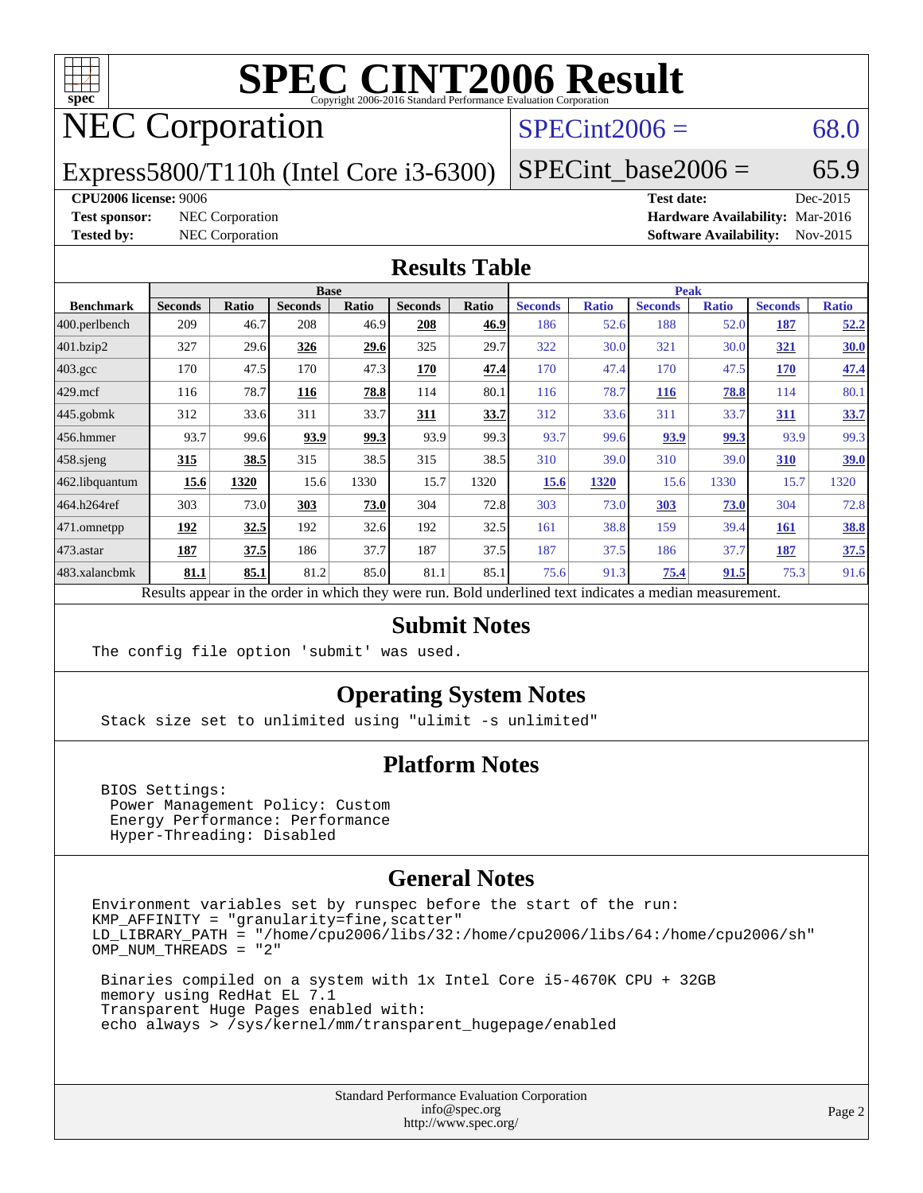# SPEC CINT2006 Result

Copyright 2006-2016 Standard Performance Evaluation Corporation

## NEC Corporation

**SPECint2006 = 68.0**

Express5800/T110h (Intel Core i3-6300)

**SPECint_base2006 = 65.9**

**CPU2006 license:** 9006
**Test sponsor:** NEC Corporation
**Tested by:** NEC Corporation
**Test date:** Dec-2015
**Hardware Availability:** Mar-2016
**Software Availability:** Nov-2015

## Results Table

| Benchmark | Base | | | | | | Peak | | | | | |
|---|---|---|---|---|---|---|---|---|---|---|---|---|
| | Seconds | Ratio | Seconds | Ratio | Seconds | Ratio | Seconds | Ratio | Seconds | Ratio | Seconds | Ratio |
| 400.perlbench | 209 | 46.7 | 208 | 46.9 | **208** | **46.9** | 186 | 52.6 | 188 | 52.0 | **187** | **52.2** |
| 401.bzip2 | 327 | 29.6 | **326** | **29.6** | 325 | 29.7 | 322 | 30.0 | 321 | 30.0 | **321** | **30.0** |
| 403.gcc | 170 | 47.5 | 170 | 47.3 | **170** | **47.4** | 170 | 47.4 | 170 | 47.5 | **170** | **47.4** |
| 429.mcf | 116 | 78.7 | **116** | **78.8** | 114 | 80.1 | 116 | 78.7 | **116** | **78.8** | 114 | 80.1 |
| 445.gobmk | 312 | 33.6 | 311 | 33.7 | **311** | **33.7** | 312 | 33.6 | 311 | 33.7 | **311** | **33.7** |
| 456.hmmer | 93.7 | 99.6 | **93.9** | **99.3** | 93.9 | 99.3 | 93.7 | 99.6 | **93.9** | **99.3** | 93.9 | 99.3 |
| 458.sjeng | **315** | **38.5** | 315 | 38.5 | 315 | 38.5 | 310 | 39.0 | 310 | 39.0 | **310** | **39.0** |
| 462.libquantum | **15.6** | **1320** | 15.6 | 1330 | 15.7 | 1320 | **15.6** | **1320** | 15.6 | 1330 | 15.7 | 1320 |
| 464.h264ref | 303 | 73.0 | **303** | **73.0** | 304 | 72.8 | 303 | 73.0 | **303** | **73.0** | 304 | 72.8 |
| 471.omnetpp | **192** | **32.5** | 192 | 32.6 | 192 | 32.5 | 161 | 38.8 | 159 | 39.4 | **161** | **38.8** |
| 473.astar | **187** | **37.5** | 186 | 37.7 | 187 | 37.5 | 187 | 37.5 | 186 | 37.7 | **187** | **37.5** |
| 483.xalancbmk | **81.1** | **85.1** | 81.2 | 85.0 | 81.1 | 85.1 | 75.6 | 91.3 | **75.4** | **91.5** | 75.3 | 91.6 |

Results appear in the order in which they were run. Bold underlined text indicates a median measurement.

## Submit Notes

```
The config file option 'submit' was used.
```

## Operating System Notes

```
Stack size set to unlimited using "ulimit -s unlimited"
```

## Platform Notes

```
BIOS Settings:
 Power Management Policy: Custom
 Energy Performance: Performance
 Hyper-Threading: Disabled
```

## General Notes

```
Environment variables set by runspec before the start of the run:
KMP_AFFINITY = "granularity=fine,scatter"
LD_LIBRARY_PATH = "/home/cpu2006/libs/32:/home/cpu2006/libs/64:/home/cpu2006/sh"
OMP_NUM_THREADS = "2"

 Binaries compiled on a system with 1x Intel Core i5-4670K CPU + 32GB
 memory using RedHat EL 7.1
 Transparent Huge Pages enabled with:
 echo always > /sys/kernel/mm/transparent_hugepage/enabled
```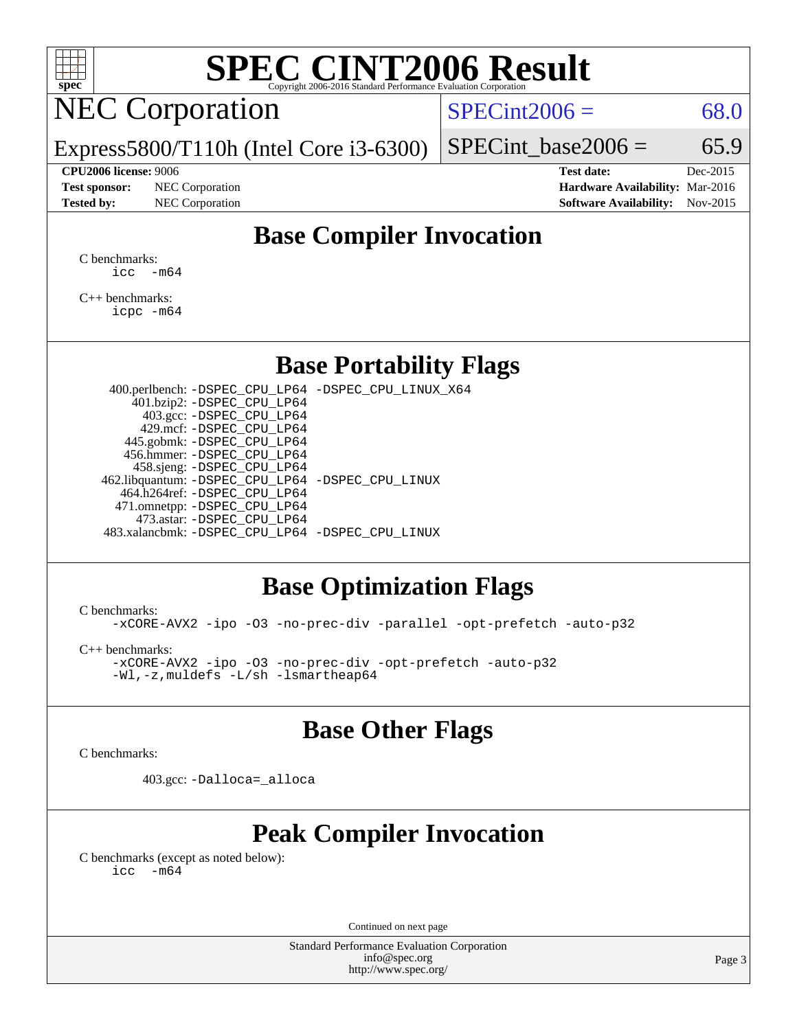# SPEC CINT2006 Result

Copyright 2006-2016 Standard Performance Evaluation Corporation

## NEC Corporation

Express5800/T110h (Intel Core i3-6300)

SPECint2006 = 68.0

SPECint_base2006 = 65.9

**CPU2006 license:** 9006

**Test sponsor:** NEC Corporation

**Tested by:** NEC Corporation

**Test date:** Dec-2015

**Hardware Availability:** Mar-2016

**Software Availability:** Nov-2015

## Base Compiler Invocation

C benchmarks:
```
icc  -m64
```

C++ benchmarks:
```
icpc -m64
```

## Base Portability Flags

| | |
|---|---|
| 400.perlbench: | -DSPEC_CPU_LP64 -DSPEC_CPU_LINUX_X64 |
| 401.bzip2: | -DSPEC_CPU_LP64 |
| 403.gcc: | -DSPEC_CPU_LP64 |
| 429.mcf: | -DSPEC_CPU_LP64 |
| 445.gobmk: | -DSPEC_CPU_LP64 |
| 456.hmmer: | -DSPEC_CPU_LP64 |
| 458.sjeng: | -DSPEC_CPU_LP64 |
| 462.libquantum: | -DSPEC_CPU_LP64 -DSPEC_CPU_LINUX |
| 464.h264ref: | -DSPEC_CPU_LP64 |
| 471.omnetpp: | -DSPEC_CPU_LP64 |
| 473.astar: | -DSPEC_CPU_LP64 |
| 483.xalancbmk: | -DSPEC_CPU_LP64 -DSPEC_CPU_LINUX |

## Base Optimization Flags

C benchmarks:
```
-xCORE-AVX2 -ipo -O3 -no-prec-div -parallel -opt-prefetch -auto-p32
```

C++ benchmarks:
```
-xCORE-AVX2 -ipo -O3 -no-prec-div -opt-prefetch -auto-p32
-Wl,-z,muldefs -L/sh -lsmartheap64
```

## Base Other Flags

C benchmarks:

403.gcc: `-Dalloca=_alloca`

## Peak Compiler Invocation

C benchmarks (except as noted below):
```
icc  -m64
```

Continued on next page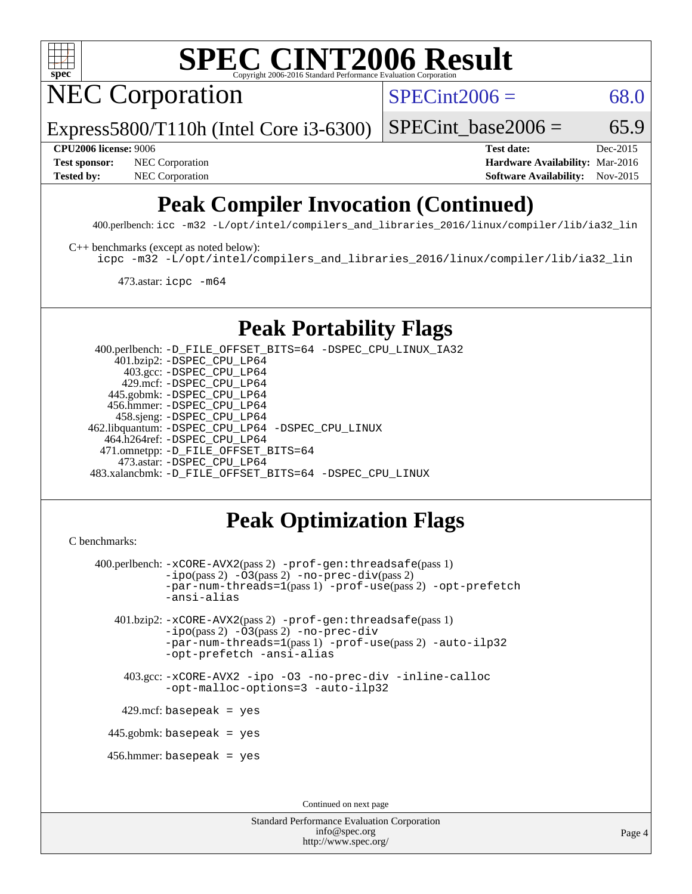# SPEC CINT2006 Result

## NEC Corporation

Express5800/T110h (Intel Core i3-6300)

SPECint2006 = 68.0

SPECint_base2006 = 65.9

**CPU2006 license:** 9006
**Test sponsor:** NEC Corporation
**Tested by:** NEC Corporation

**Test date:** Dec-2015
**Hardware Availability:** Mar-2016
**Software Availability:** Nov-2015

## Peak Compiler Invocation (Continued)

400.perlbench: `icc -m32 -L/opt/intel/compilers_and_libraries_2016/linux/compiler/lib/ia32_lin`

C++ benchmarks (except as noted below):
`icpc -m32 -L/opt/intel/compilers_and_libraries_2016/linux/compiler/lib/ia32_lin`

473.astar: `icpc -m64`

## Peak Portability Flags

400.perlbench: `-D_FILE_OFFSET_BITS=64 -DSPEC_CPU_LINUX_IA32`
401.bzip2: `-DSPEC_CPU_LP64`
403.gcc: `-DSPEC_CPU_LP64`
429.mcf: `-DSPEC_CPU_LP64`
445.gobmk: `-DSPEC_CPU_LP64`
456.hmmer: `-DSPEC_CPU_LP64`
458.sjeng: `-DSPEC_CPU_LP64`
462.libquantum: `-DSPEC_CPU_LP64 -DSPEC_CPU_LINUX`
464.h264ref: `-DSPEC_CPU_LP64`
471.omnetpp: `-D_FILE_OFFSET_BITS=64`
473.astar: `-DSPEC_CPU_LP64`
483.xalancbmk: `-D_FILE_OFFSET_BITS=64 -DSPEC_CPU_LINUX`

## Peak Optimization Flags

C benchmarks:

400.perlbench: `-xCORE-AVX2`(pass 2) `-prof-gen:threadsafe`(pass 1) `-ipo`(pass 2) `-O3`(pass 2) `-no-prec-div`(pass 2) `-par-num-threads=1`(pass 1) `-prof-use`(pass 2) `-opt-prefetch` `-ansi-alias`

401.bzip2: `-xCORE-AVX2`(pass 2) `-prof-gen:threadsafe`(pass 1) `-ipo`(pass 2) `-O3`(pass 2) `-no-prec-div` `-par-num-threads=1`(pass 1) `-prof-use`(pass 2) `-auto-ilp32` `-opt-prefetch` `-ansi-alias`

403.gcc: `-xCORE-AVX2 -ipo -O3 -no-prec-div -inline-calloc -opt-malloc-options=3 -auto-ilp32`

429.mcf: `basepeak = yes`

445.gobmk: `basepeak = yes`

456.hmmer: `basepeak = yes`

Continued on next page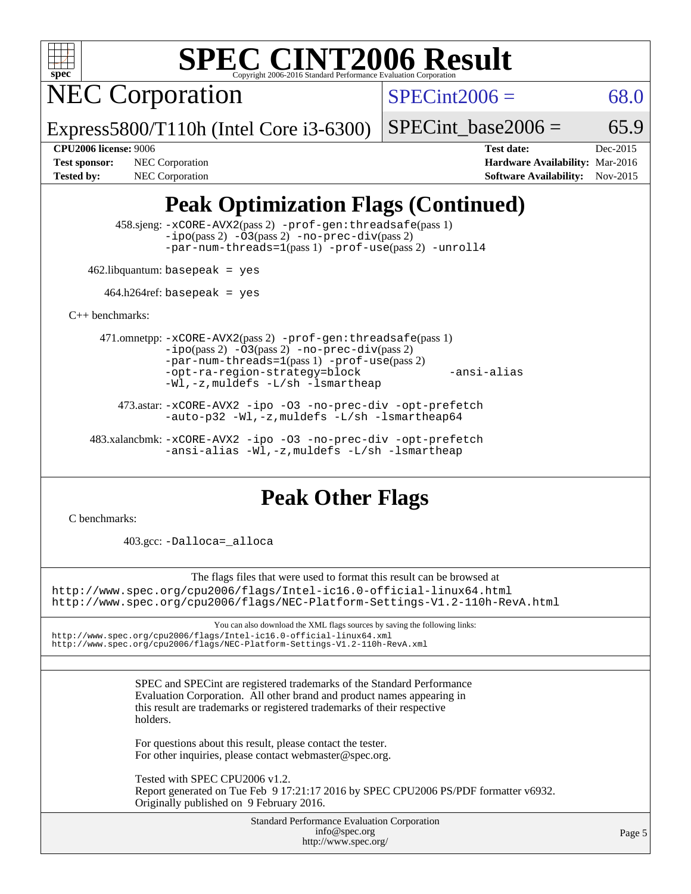# Peak Optimization Flags (Continued)

458.sjeng: -xCORE-AVX2(pass 2) -prof-gen:threadsafe(pass 1) -ipo(pass 2) -O3(pass 2) -no-prec-div(pass 2) -par-num-threads=1(pass 1) -prof-use(pass 2) -unroll4

462.libquantum: basepeak = yes

464.h264ref: basepeak = yes

C++ benchmarks:

471.omnetpp: -xCORE-AVX2(pass 2) -prof-gen:threadsafe(pass 1) -ipo(pass 2) -O3(pass 2) -no-prec-div(pass 2) -par-num-threads=1(pass 1) -prof-use(pass 2) -opt-ra-region-strategy=block -ansi-alias -Wl,-z,muldefs -L/sh -lsmartheap

473.astar: -xCORE-AVX2 -ipo -O3 -no-prec-div -opt-prefetch -auto-p32 -Wl,-z,muldefs -L/sh -lsmartheap64

483.xalancbmk: -xCORE-AVX2 -ipo -O3 -no-prec-div -opt-prefetch -ansi-alias -Wl,-z,muldefs -L/sh -lsmartheap

# Peak Other Flags

C benchmarks:

403.gcc: -Dalloca=_alloca

The flags files that were used to format this result can be browsed at
http://www.spec.org/cpu2006/flags/Intel-ic16.0-official-linux64.html
http://www.spec.org/cpu2006/flags/NEC-Platform-Settings-V1.2-110h-RevA.html

You can also download the XML flags sources by saving the following links:
http://www.spec.org/cpu2006/flags/Intel-ic16.0-official-linux64.xml
http://www.spec.org/cpu2006/flags/NEC-Platform-Settings-V1.2-110h-RevA.xml

SPEC and SPECint are registered trademarks of the Standard Performance Evaluation Corporation. All other brand and product names appearing in this result are trademarks or registered trademarks of their respective holders.

For questions about this result, please contact the tester.
For other inquiries, please contact webmaster@spec.org.

Tested with SPEC CPU2006 v1.2.
Report generated on Tue Feb 9 17:21:17 2016 by SPEC CPU2006 PS/PDF formatter v6932.
Originally published on 9 February 2016.